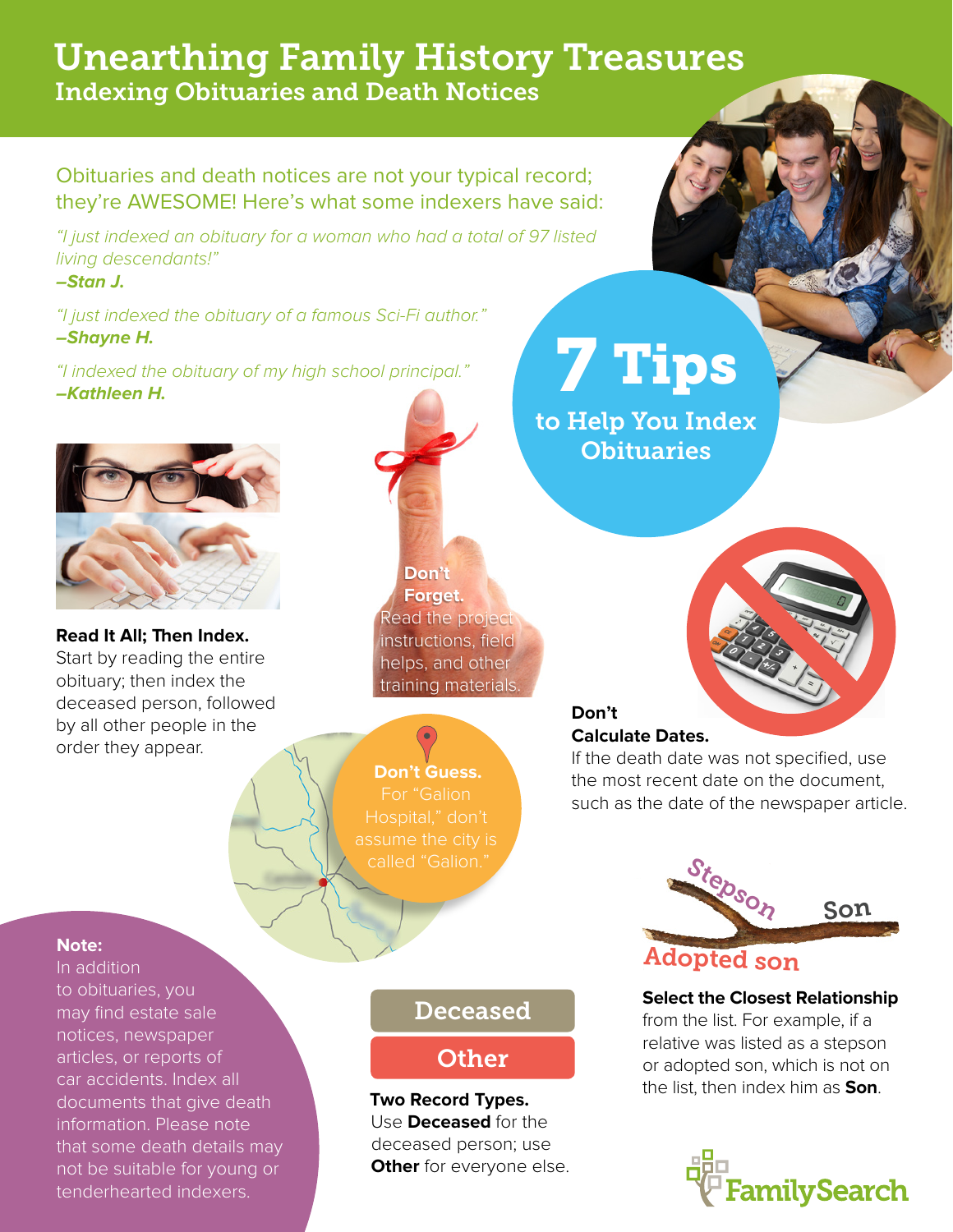# Unearthing Family History Treasures

## Indexing Obituaries and Death Notices

Obituaries and death notices are not your typical record; they're AWESOME! Here's what some indexers have said:

*"I just indexed an obituary for a woman who had a total of 97 listed living descendants!"*
***–Stan J.***

*"I just indexed the obituary of a famous Sci-Fi author."*
***–Shayne H.***

*"I indexed the obituary of my high school principal."*
***–Kathleen H.***

## 7 Tips to Help You Index Obituaries

**Read It All; Then Index.** Start by reading the entire obituary; then index the deceased person, followed by all other people in the order they appear.

**Don't Forget.** Read the project instructions, field helps, and other training materials.

**Don't Calculate Dates.** If the death date was not specified, use the most recent date on the document, such as the date of the newspaper article.

**Don't Guess.** For "Galion Hospital," don't assume the city is called "Galion."

Stepson
Son
Adopted son

**Select the Closest Relationship** from the list. For example, if a relative was listed as a stepson or adopted son, which is not on the list, then index him as **Son**.

Deceased
Other

**Two Record Types.** Use **Deceased** for the deceased person; use **Other** for everyone else.

**Note:** In addition to obituaries, you may find estate sale notices, newspaper articles, or reports of car accidents. Index all documents that give death information. Please note that some death details may not be suitable for young or tenderhearted indexers.

FamilySearch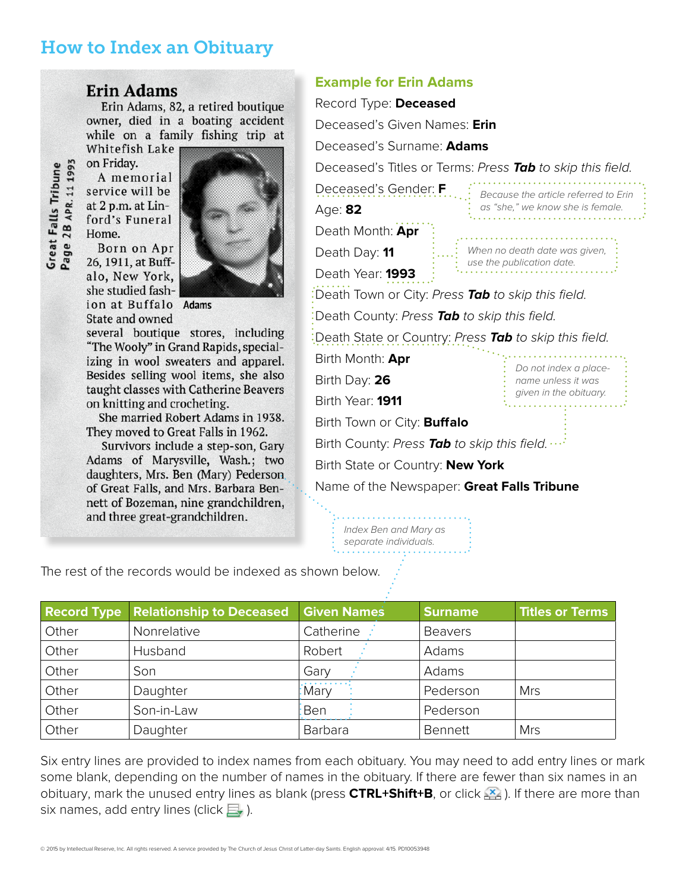# How to Index an Obituary

Great Falls Tribune
Page 2B APR. 11 1993

**Erin Adams**

Erin Adams, 82, a retired boutique owner, died in a boating accident while on a family fishing trip at Whitefish Lake on Friday.

A memorial service will be at 2 p.m. at Linford's Funeral Home.

Born on Apr 26, 1911, at Buffalo, New York, she studied fashion at Buffalo State and owned several boutique stores, including "The Wooly" in Grand Rapids, specializing in wool sweaters and apparel. Besides selling wool items, she also taught classes with Catherine Beavers on knitting and crocheting.

Adams

She married Robert Adams in 1938. They moved to Great Falls in 1962.

Survivors include a step-son, Gary Adams of Marysville, Wash.; two daughters, Mrs. Ben (Mary) Pederson of Great Falls, and Mrs. Barbara Bennett of Bozeman, nine grandchildren, and three great-grandchildren.

## Example for Erin Adams

Record Type: **Deceased**

Deceased's Given Names: **Erin**

Deceased's Surname: **Adams**

Deceased's Titles or Terms: *Press **Tab** to skip this field.*

Deceased's Gender: **F**

*Because the article referred to Erin as "she," we know she is female.*

Age: **82**

Death Month: **Apr**

Death Day: **11**

Death Year: **1993**

*When no death date was given, use the publication date.*

Death Town or City: *Press **Tab** to skip this field.*

Death County: *Press **Tab** to skip this field.*

Death State or Country: *Press **Tab** to skip this field.*

Birth Month: **Apr**

Birth Day: **26**

Birth Year: **1911**

Birth Town or City: **Buffalo**

Birth County: *Press **Tab** to skip this field.*

*Do not index a place-name unless it was given in the obituary.*

Birth State or Country: **New York**

Name of the Newspaper: **Great Falls Tribune**

*Index Ben and Mary as separate individuals.*

The rest of the records would be indexed as shown below.

| Record Type | Relationship to Deceased | Given Names | Surname | Titles or Terms |
|---|---|---|---|---|
| Other | Nonrelative | Catherine | Beavers | |
| Other | Husband | Robert | Adams | |
| Other | Son | Gary | Adams | |
| Other | Daughter | Mary | Pederson | Mrs |
| Other | Son-in-Law | Ben | Pederson | |
| Other | Daughter | Barbara | Bennett | Mrs |

Six entry lines are provided to index names from each obituary. You may need to add entry lines or mark some blank, depending on the number of names in the obituary. If there are fewer than six names in an obituary, mark the unused entry lines as blank (press **CTRL+Shift+B**, or click ). If there are more than six names, add entry lines (click ).

© 2015 by Intellectual Reserve, Inc. All rights reserved. A service provided by The Church of Jesus Christ of Latter-day Saints. English approval: 4/15. PD10053948